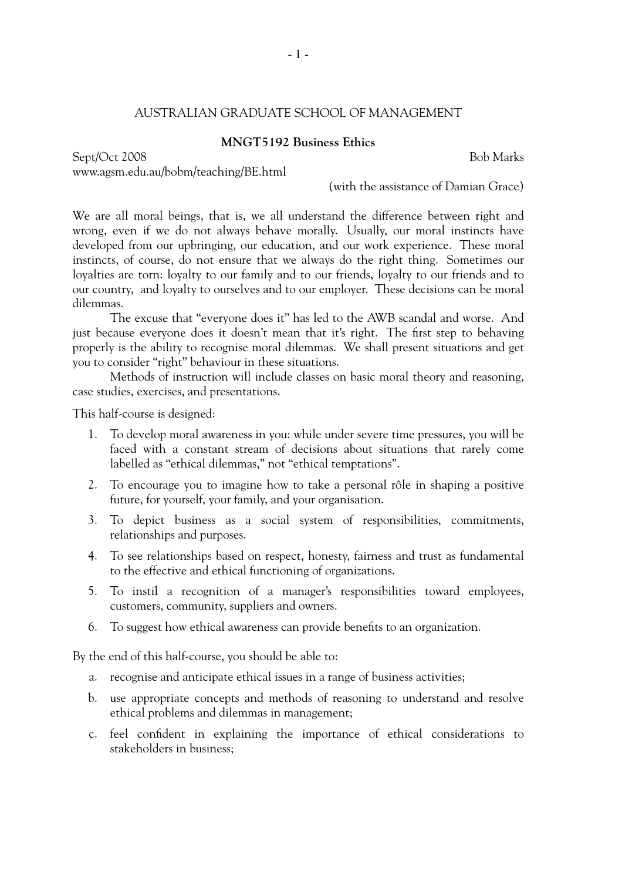# AUSTRALIAN GRADUATE SCHOOL OF MANAGEMENT

## MNGT5192 Business Ethics

Sept/Oct 2008 — Bob Marks

www.agsm.edu.au/bobm/teaching/BE.html

(with the assistance of Damian Grace)

We are all moral beings, that is, we all understand the difference between right and wrong, even if we do not always behave morally. Usually, our moral instincts have developed from our upbringing, our education, and our work experience. These moral instincts, of course, do not ensure that we always do the right thing. Sometimes our loyalties are torn: loyalty to our family and to our friends, loyalty to our friends and to our country, and loyalty to ourselves and to our employer. These decisions can be moral dilemmas.

The excuse that "everyone does it" has led to the AWB scandal and worse. And just because everyone does it doesn't mean that it's right. The first step to behaving properly is the ability to recognise moral dilemmas. We shall present situations and get you to consider "right" behaviour in these situations.

Methods of instruction will include classes on basic moral theory and reasoning, case studies, exercises, and presentations.

This half-course is designed:

1. To develop moral awareness in you: while under severe time pressures, you will be faced with a constant stream of decisions about situations that rarely come labelled as "ethical dilemmas," not "ethical temptations".
2. To encourage you to imagine how to take a personal rôle in shaping a positive future, for yourself, your family, and your organisation.
3. To depict business as a social system of responsibilities, commitments, relationships and purposes.
4. To see relationships based on respect, honesty, fairness and trust as fundamental to the effective and ethical functioning of organizations.
5. To instil a recognition of a manager's responsibilities toward employees, customers, community, suppliers and owners.
6. To suggest how ethical awareness can provide benefits to an organization.

By the end of this half-course, you should be able to:

a. recognise and anticipate ethical issues in a range of business activities;

b. use appropriate concepts and methods of reasoning to understand and resolve ethical problems and dilemmas in management;

c. feel confident in explaining the importance of ethical considerations to stakeholders in business;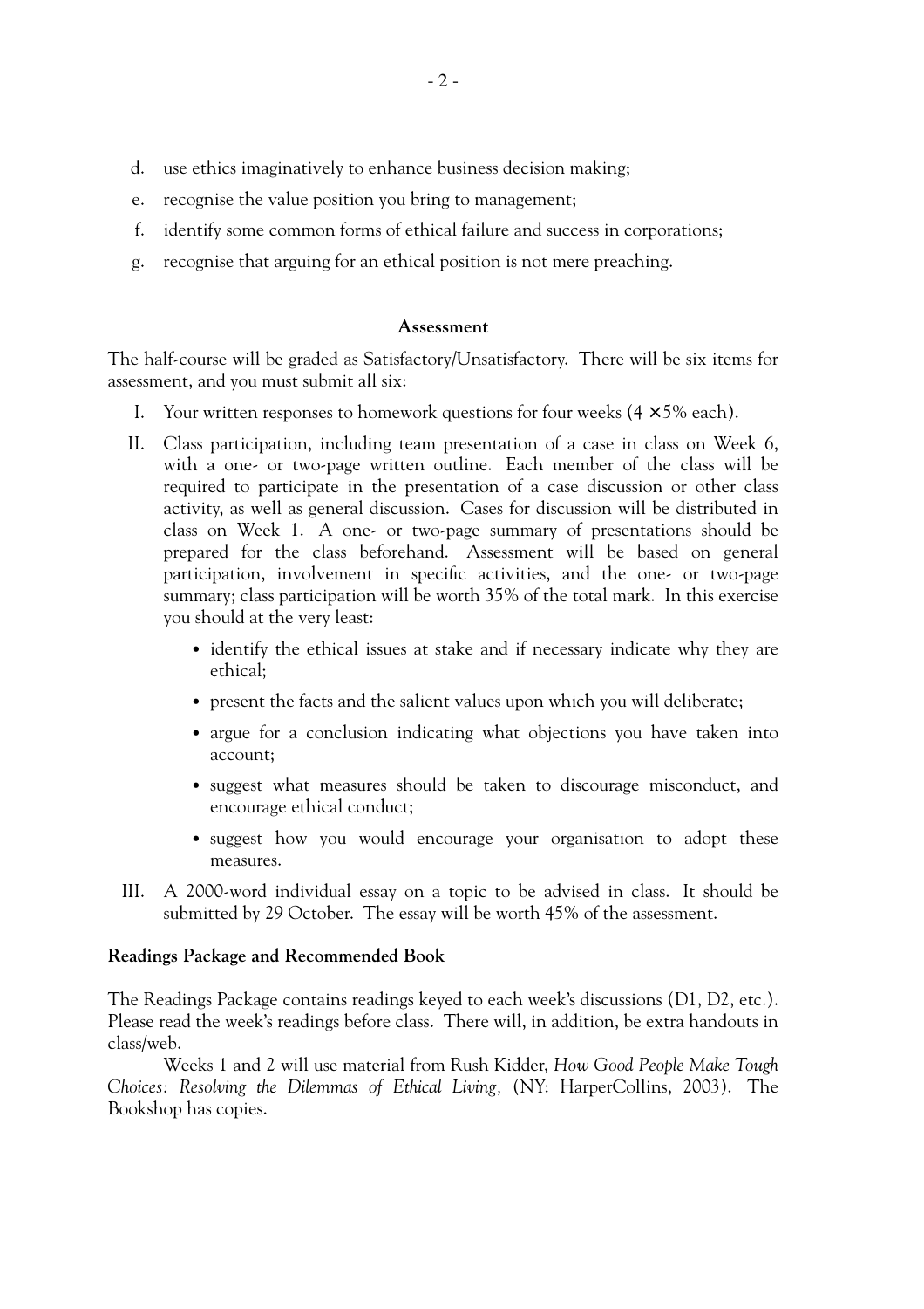d. use ethics imaginatively to enhance business decision making;
e. recognise the value position you bring to management;
f. identify some common forms of ethical failure and success in corporations;
g. recognise that arguing for an ethical position is not mere preaching.

## Assessment

The half-course will be graded as Satisfactory/Unsatisfactory. There will be six items for assessment, and you must submit all six:

I. Your written responses to homework questions for four weeks ($4 \times 5\%$ each).

II. Class participation, including team presentation of a case in class on Week 6, with a one- or two-page written outline. Each member of the class will be required to participate in the presentation of a case discussion or other class activity, as well as general discussion. Cases for discussion will be distributed in class on Week 1. A one- or two-page summary of presentations should be prepared for the class beforehand. Assessment will be based on general participation, involvement in specific activities, and the one- or two-page summary; class participation will be worth 35% of the total mark. In this exercise you should at the very least:

- identify the ethical issues at stake and if necessary indicate why they are ethical;
- present the facts and the salient values upon which you will deliberate;
- argue for a conclusion indicating what objections you have taken into account;
- suggest what measures should be taken to discourage misconduct, and encourage ethical conduct;
- suggest how you would encourage your organisation to adopt these measures.

III. A 2000-word individual essay on a topic to be advised in class. It should be submitted by 29 October. The essay will be worth 45% of the assessment.

### Readings Package and Recommended Book

The Readings Package contains readings keyed to each week's discussions (D1, D2, etc.). Please read the week's readings before class. There will, in addition, be extra handouts in class/web.

Weeks 1 and 2 will use material from Rush Kidder, *How Good People Make Tough Choices: Resolving the Dilemmas of Ethical Living,* (NY: HarperCollins, 2003). The Bookshop has copies.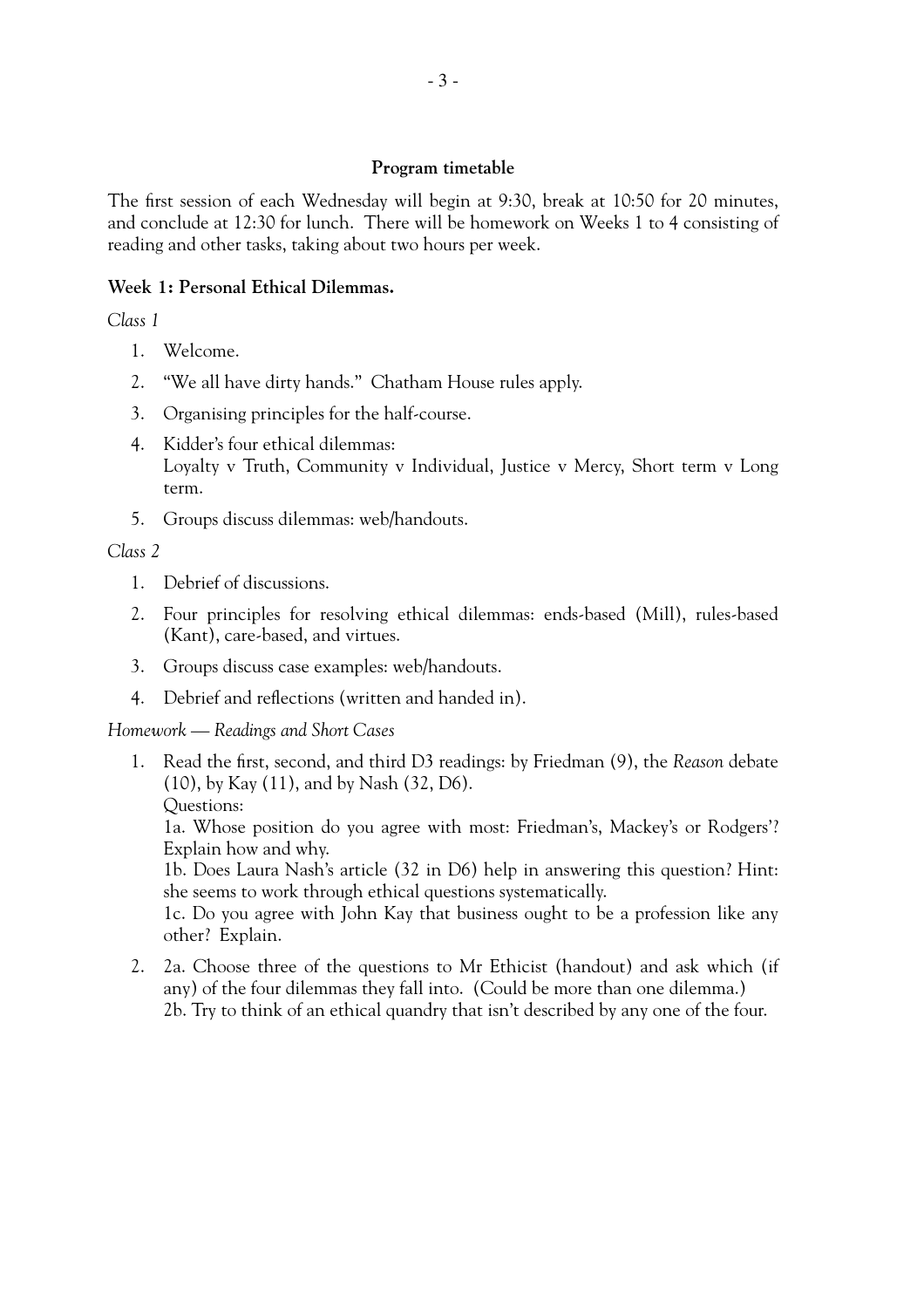### Program timetable

The first session of each Wednesday will begin at 9:30, break at 10:50 for 20 minutes, and conclude at 12:30 for lunch. There will be homework on Weeks 1 to 4 consisting of reading and other tasks, taking about two hours per week.

#### Week 1: Personal Ethical Dilemmas.

*Class 1*

1. Welcome.
2. "We all have dirty hands." Chatham House rules apply.
3. Organising principles for the half-course.
4. Kidder's four ethical dilemmas:
   Loyalty v Truth, Community v Individual, Justice v Mercy, Short term v Long term.
5. Groups discuss dilemmas: web/handouts.

*Class 2*

1. Debrief of discussions.
2. Four principles for resolving ethical dilemmas: ends-based (Mill), rules-based (Kant), care-based, and virtues.
3. Groups discuss case examples: web/handouts.
4. Debrief and reflections (written and handed in).

*Homework — Readings and Short Cases*

1. Read the first, second, and third D3 readings: by Friedman (9), the *Reason* debate (10), by Kay (11), and by Nash (32, D6).
   Questions:
   1a. Whose position do you agree with most: Friedman's, Mackey's or Rodgers'? Explain how and why.
   1b. Does Laura Nash's article (32 in D6) help in answering this question? Hint: she seems to work through ethical questions systematically.
   1c. Do you agree with John Kay that business ought to be a profession like any other? Explain.
2. 2a. Choose three of the questions to Mr Ethicist (handout) and ask which (if any) of the four dilemmas they fall into. (Could be more than one dilemma.)
   2b. Try to think of an ethical quandry that isn't described by any one of the four.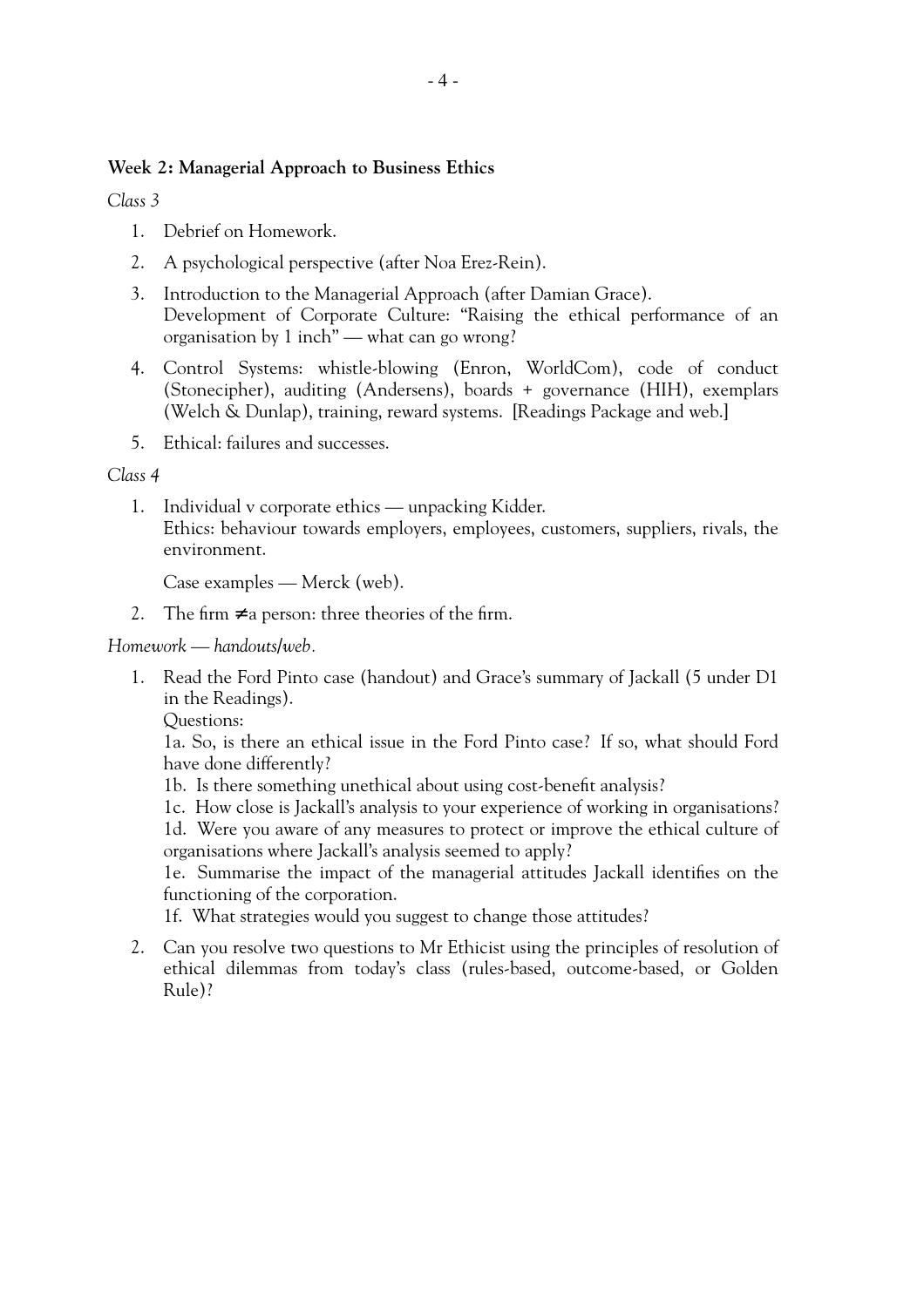**Week 2: Managerial Approach to Business Ethics**

*Class 3*

1. Debrief on Homework.
2. A psychological perspective (after Noa Erez-Rein).
3. Introduction to the Managerial Approach (after Damian Grace).
   Development of Corporate Culture: "Raising the ethical performance of an organisation by 1 inch" — what can go wrong?
4. Control Systems: whistle-blowing (Enron, WorldCom), code of conduct (Stonecipher), auditing (Andersens), boards + governance (HIH), exemplars (Welch & Dunlap), training, reward systems. [Readings Package and web.]
5. Ethical: failures and successes.

*Class 4*

1. Individual v corporate ethics — unpacking Kidder.
   Ethics: behaviour towards employers, employees, customers, suppliers, rivals, the environment.

   Case examples — Merck (web).
2. The firm ≠ a person: three theories of the firm.

*Homework — handouts/web.*

1. Read the Ford Pinto case (handout) and Grace's summary of Jackall (5 under D1 in the Readings).
   Questions:
   1a. So, is there an ethical issue in the Ford Pinto case? If so, what should Ford have done differently?
   1b. Is there something unethical about using cost-benefit analysis?
   1c. How close is Jackall's analysis to your experience of working in organisations?
   1d. Were you aware of any measures to protect or improve the ethical culture of organisations where Jackall's analysis seemed to apply?
   1e. Summarise the impact of the managerial attitudes Jackall identifies on the functioning of the corporation.
   1f. What strategies would you suggest to change those attitudes?
2. Can you resolve two questions to Mr Ethicist using the principles of resolution of ethical dilemmas from today's class (rules-based, outcome-based, or Golden Rule)?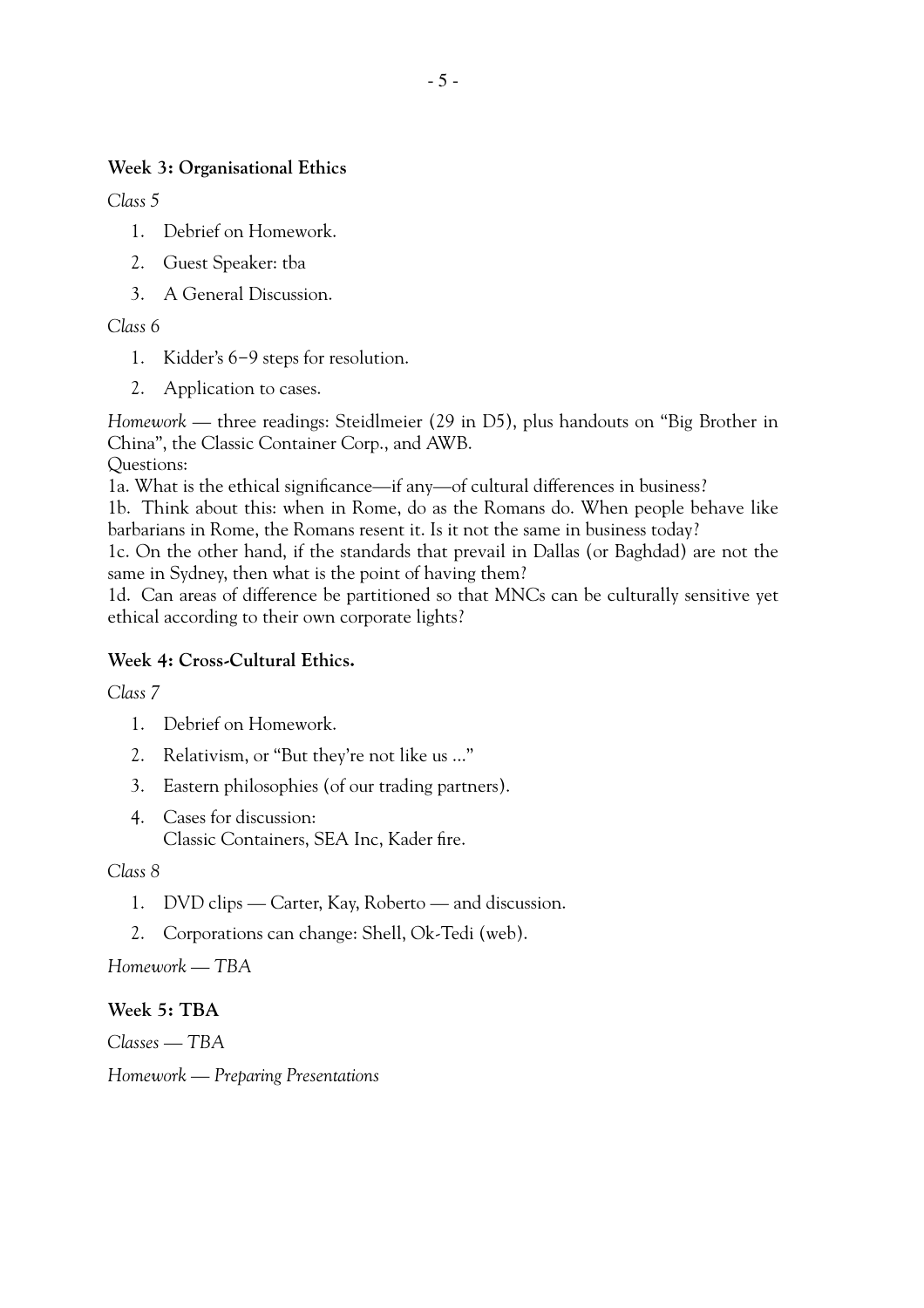**Week 3: Organisational Ethics**

*Class 5*

1. Debrief on Homework.
2. Guest Speaker: tba
3. A General Discussion.

*Class 6*

1. Kidder's 6–9 steps for resolution.
2. Application to cases.

*Homework* — three readings: Steidlmeier (29 in D5), plus handouts on "Big Brother in China", the Classic Container Corp., and AWB.
Questions:
1a. What is the ethical significance—if any—of cultural differences in business?
1b. Think about this: when in Rome, do as the Romans do. When people behave like barbarians in Rome, the Romans resent it. Is it not the same in business today?
1c. On the other hand, if the standards that prevail in Dallas (or Baghdad) are not the same in Sydney, then what is the point of having them?
1d. Can areas of difference be partitioned so that MNCs can be culturally sensitive yet ethical according to their own corporate lights?

**Week 4: Cross-Cultural Ethics.**

*Class 7*

1. Debrief on Homework.
2. Relativism, or "But they're not like us ..."
3. Eastern philosophies (of our trading partners).
4. Cases for discussion:
   Classic Containers, SEA Inc, Kader fire.

*Class 8*

1. DVD clips — Carter, Kay, Roberto — and discussion.
2. Corporations can change: Shell, Ok-Tedi (web).

*Homework — TBA*

**Week 5: TBA**

*Classes — TBA*

*Homework — Preparing Presentations*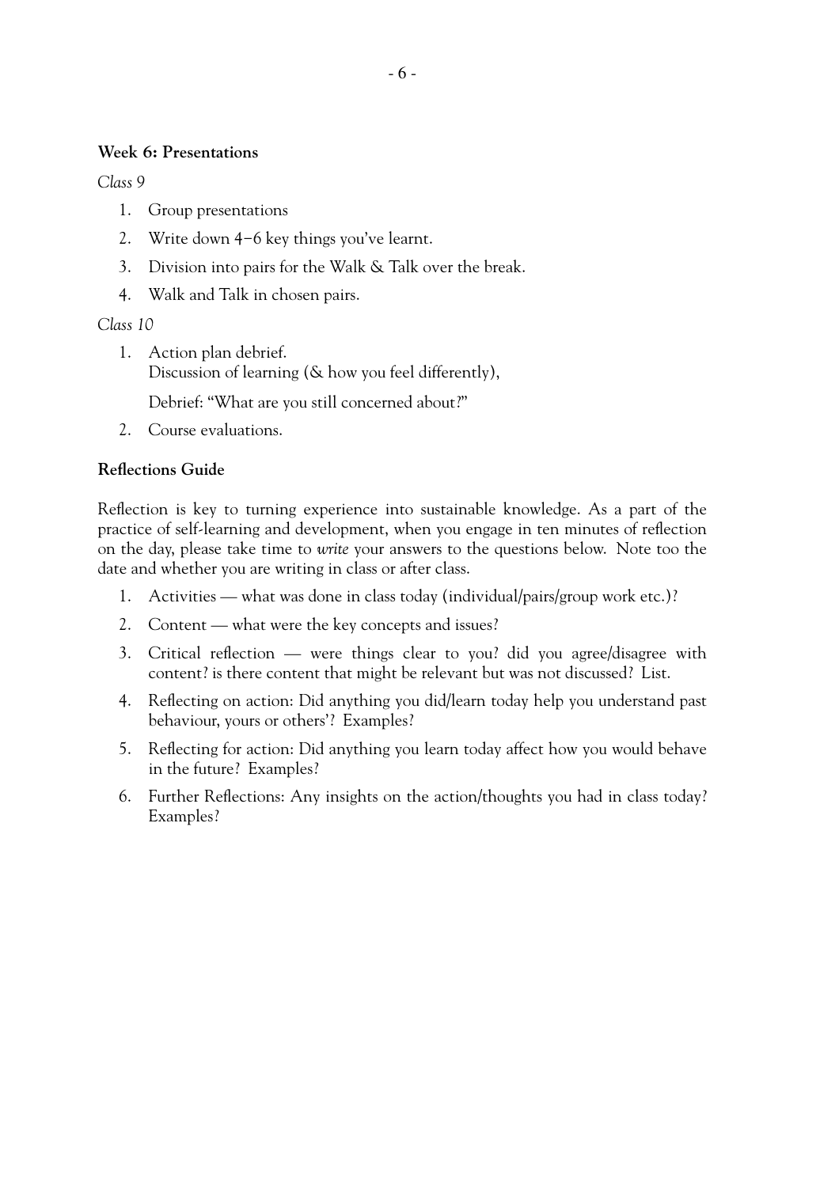**Week 6: Presentations**

*Class 9*

1. Group presentations
2. Write down 4–6 key things you've learnt.
3. Division into pairs for the Walk & Talk over the break.
4. Walk and Talk in chosen pairs.

*Class 10*

1. Action plan debrief.
   Discussion of learning (& how you feel differently),

   Debrief: "What are you still concerned about?"
2. Course evaluations.

**Reflections Guide**

Reflection is key to turning experience into sustainable knowledge. As a part of the practice of self-learning and development, when you engage in ten minutes of reflection on the day, please take time to *write* your answers to the questions below. Note too the date and whether you are writing in class or after class.

1. Activities — what was done in class today (individual/pairs/group work etc.)?
2. Content — what were the key concepts and issues?
3. Critical reflection — were things clear to you? did you agree/disagree with content? is there content that might be relevant but was not discussed? List.
4. Reflecting on action: Did anything you did/learn today help you understand past behaviour, yours or others'? Examples?
5. Reflecting for action: Did anything you learn today affect how you would behave in the future? Examples?
6. Further Reflections: Any insights on the action/thoughts you had in class today? Examples?